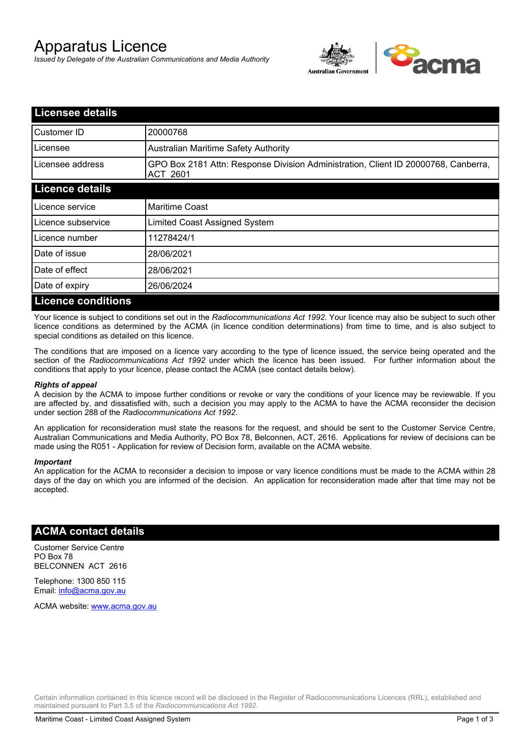# Apparatus Licence

*Issued by Delegate of the Australian Communications and Media Authority*

## Licensee details

| | |
|---|---|
| Customer ID | 20000768 |
| Licensee | Australian Maritime Safety Authority |
| Licensee address | GPO Box 2181 Attn: Response Division Administration, Client ID 20000768, Canberra, ACT 2601 |

## Licence details

| | |
|---|---|
| Licence service | Maritime Coast |
| Licence subservice | Limited Coast Assigned System |
| Licence number | 11278424/1 |
| Date of issue | 28/06/2021 |
| Date of effect | 28/06/2021 |
| Date of expiry | 26/06/2024 |

## Licence conditions

Your licence is subject to conditions set out in the *Radiocommunications Act 1992*. Your licence may also be subject to such other licence conditions as determined by the ACMA (in licence condition determinations) from time to time, and is also subject to special conditions as detailed on this licence.

The conditions that are imposed on a licence vary according to the type of licence issued, the service being operated and the section of the *Radiocommunications Act 1992* under which the licence has been issued. For further information about the conditions that apply to your licence, please contact the ACMA (see contact details below).

***Rights of appeal***

A decision by the ACMA to impose further conditions or revoke or vary the conditions of your licence may be reviewable. If you are affected by, and dissatisfied with, such a decision you may apply to the ACMA to have the ACMA reconsider the decision under section 288 of the *Radiocommunications Act 1992*.

An application for reconsideration must state the reasons for the request, and should be sent to the Customer Service Centre, Australian Communications and Media Authority, PO Box 78, Belconnen, ACT, 2616. Applications for review of decisions can be made using the R051 - Application for review of Decision form, available on the ACMA website.

***Important***

An application for the ACMA to reconsider a decision to impose or vary licence conditions must be made to the ACMA within 28 days of the day on which you are informed of the decision. An application for reconsideration made after that time may not be accepted.

## ACMA contact details

Customer Service Centre
PO Box 78
BELCONNEN ACT 2616

Telephone: 1300 850 115
Email: info@acma.gov.au

ACMA website: www.acma.gov.au

Certain information contained in this licence record will be disclosed in the Register of Radiocommunications Licences (RRL), established and maintained pursuant to Part 3.5 of the *Radiocommunications Act 1992.*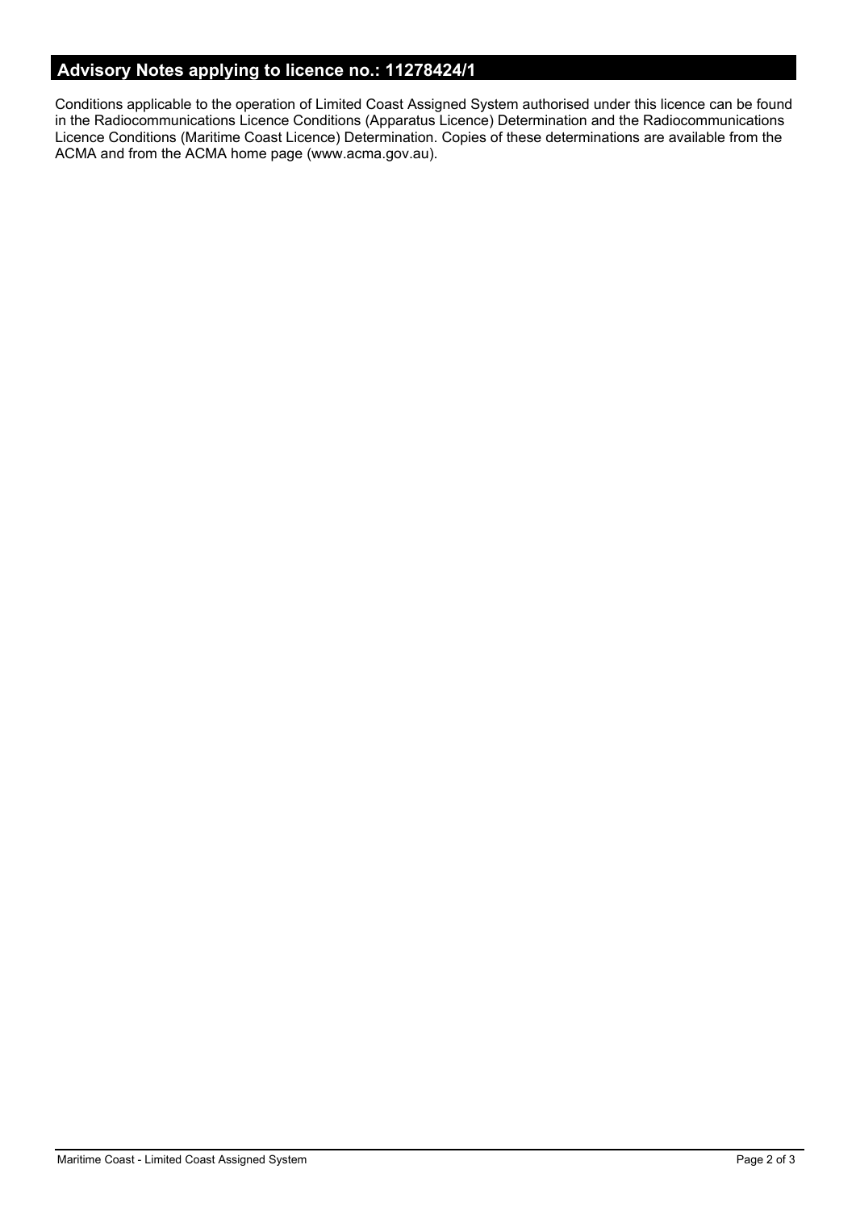## Advisory Notes applying to licence no.: 11278424/1

Conditions applicable to the operation of Limited Coast Assigned System authorised under this licence can be found in the Radiocommunications Licence Conditions (Apparatus Licence) Determination and the Radiocommunications Licence Conditions (Maritime Coast Licence) Determination. Copies of these determinations are available from the ACMA and from the ACMA home page (www.acma.gov.au).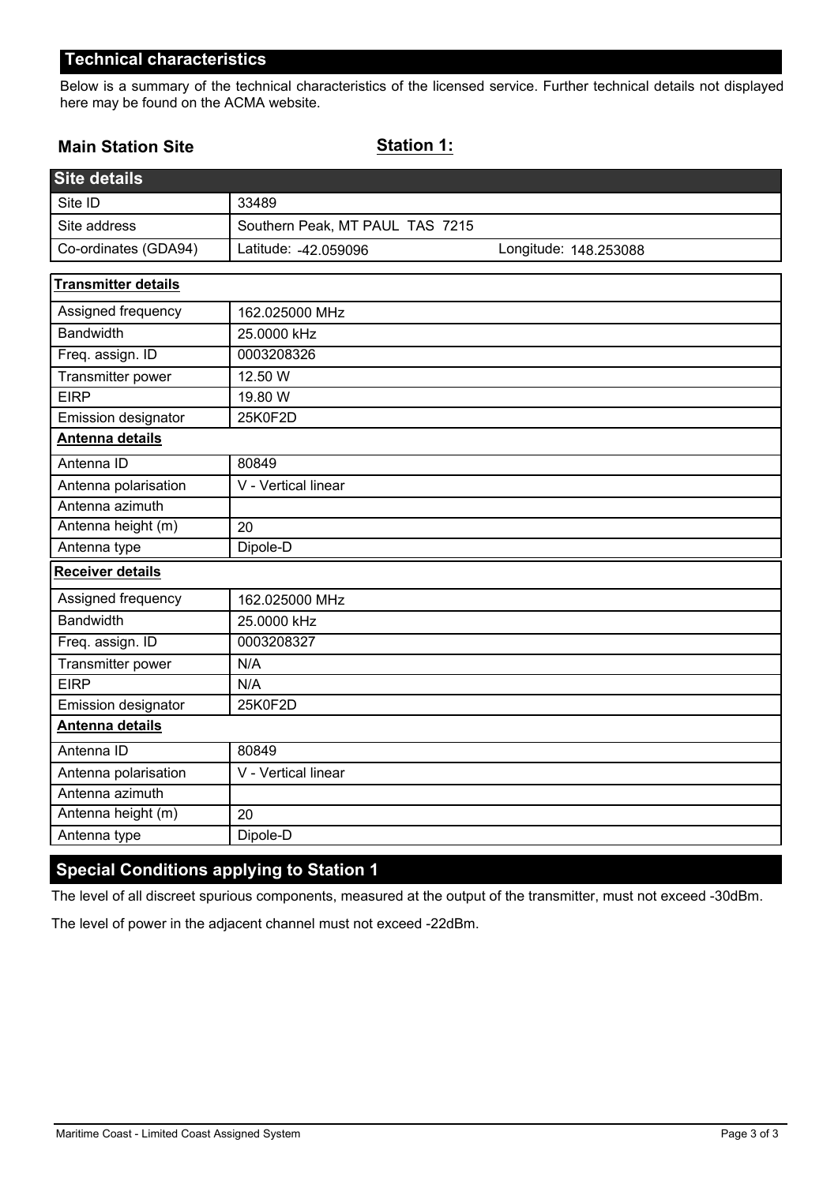## Technical characteristics

Below is a summary of the technical characteristics of the licensed service. Further technical details not displayed here may be found on the ACMA website.

**Main Station Site** **Station 1:**

| Site details | |
|---|---|
| Site ID | 33489 |
| Site address | Southern Peak, MT PAUL TAS 7215 |
| Co-ordinates (GDA94) | Latitude: -42.059096 Longitude: 148.253088 |

| **Transmitter details** | |
|---|---|
| Assigned frequency | 162.025000 MHz |
| Bandwidth | 25.0000 kHz |
| Freq. assign. ID | 0003208326 |
| Transmitter power | 12.50 W |
| EIRP | 19.80 W |
| Emission designator | 25K0F2D |
| **Antenna details** | |
| Antenna ID | 80849 |
| Antenna polarisation | V - Vertical linear |
| Antenna azimuth | |
| Antenna height (m) | 20 |
| Antenna type | Dipole-D |
| **Receiver details** | |
| Assigned frequency | 162.025000 MHz |
| Bandwidth | 25.0000 kHz |
| Freq. assign. ID | 0003208327 |
| Transmitter power | N/A |
| EIRP | N/A |
| Emission designator | 25K0F2D |
| **Antenna details** | |
| Antenna ID | 80849 |
| Antenna polarisation | V - Vertical linear |
| Antenna azimuth | |
| Antenna height (m) | 20 |
| Antenna type | Dipole-D |

## Special Conditions applying to Station 1

The level of all discreet spurious components, measured at the output of the transmitter, must not exceed -30dBm.

The level of power in the adjacent channel must not exceed -22dBm.